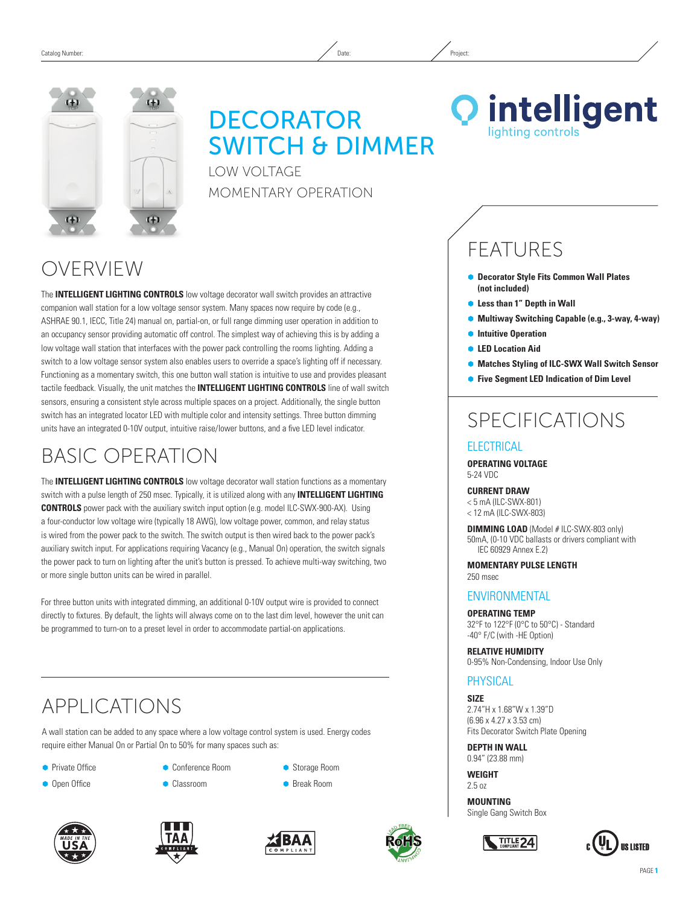Catalog Number: Date: Project:

# DECORATOR SWITCH & DIMMER

LOW VOLTAGE

MOMENTARY OPERATION

intelligent lighting controls

## OVERVIEW

The **INTELLIGENT LIGHTING CONTROLS** low voltage decorator wall switch provides an attractive companion wall station for a low voltage sensor system. Many spaces now require by code (e.g., ASHRAE 90.1, IECC, Title 24) manual on, partial-on, or full range dimming user operation in addition to an occupancy sensor providing automatic off control. The simplest way of achieving this is by adding a low voltage wall station that interfaces with the power pack controlling the rooms lighting. Adding a switch to a low voltage sensor system also enables users to override a space's lighting off if necessary. Functioning as a momentary switch, this one button wall station is intuitive to use and provides pleasant tactile feedback. Visually, the unit matches the **INTELLIGENT LIGHTING CONTROLS** line of wall switch sensors, ensuring a consistent style across multiple spaces on a project. Additionally, the single button switch has an integrated locator LED with multiple color and intensity settings. Three button dimming units have an integrated 0-10V output, intuitive raise/lower buttons, and a five LED level indicator.

## BASIC OPERATION

The **INTELLIGENT LIGHTING CONTROLS** low voltage decorator wall station functions as a momentary switch with a pulse length of 250 msec. Typically, it is utilized along with any **INTELLIGENT LIGHTING CONTROLS** power pack with the auxiliary switch input option (e.g. model ILC-SWX-900-AX). Using a four-conductor low voltage wire (typically 18 AWG), low voltage power, common, and relay status is wired from the power pack to the switch. The switch output is then wired back to the power pack's auxiliary switch input. For applications requiring Vacancy (e.g., Manual On) operation, the switch signals the power pack to turn on lighting after the unit's button is pressed. To achieve multi-way switching, two or more single button units can be wired in parallel.

For three button units with integrated dimming, an additional 0-10V output wire is provided to connect directly to fixtures. By default, the lights will always come on to the last dim level, however the unit can be programmed to turn-on to a preset level in order to accommodate partial-on applications.

## APPLICATIONS

A wall station can be added to any space where a low voltage control system is used. Energy codes require either Manual On or Partial On to 50% for many spaces such as:

- Private Office
- Open Office
- Conference Room
- Classroom
- Storage Room
- Break Room

## FEATURES

- **Decorator Style Fits Common Wall Plates (not included)**
- **Less than 1" Depth in Wall**
- **Multiway Switching Capable (e.g., 3-way, 4-way)**
- **Intuitive Operation**
- **LED Location Aid**
- **Matches Styling of ILC-SWX Wall Switch Sensor**
- **Five Segment LED Indication of Dim Level**

## SPECIFICATIONS

### ELECTRICAL

**OPERATING VOLTAGE**
5-24 VDC

**CURRENT DRAW**
< 5 mA (ILC-SWX-801)
< 12 mA (ILC-SWX-803)

**DIMMING LOAD** (Model # ILC-SWX-803 only)
50mA, (0-10 VDC ballasts or drivers compliant with IEC 60929 Annex E.2)

**MOMENTARY PULSE LENGTH**
250 msec

### ENVIRONMENTAL

**OPERATING TEMP**
32°F to 122°F (0°C to 50°C) - Standard
-40° F/C (with -HE Option)

**RELATIVE HUMIDITY**
0-95% Non-Condensing, Indoor Use Only

### PHYSICAL

**SIZE**
2.74"H x 1.68"W x 1.39"D
(6.96 x 4.27 x 3.53 cm)
Fits Decorator Switch Plate Opening

**DEPTH IN WALL**
0.94" (23.88 mm)

**WEIGHT**
2.5 oz

**MOUNTING**
Single Gang Switch Box

MADE IN THE USA · TAA COMPLIANT · BAA COMPLIANT · RoHS COMPLIANT LEAD FREE · TITLE 24 COMPLIANT · c UL US LISTED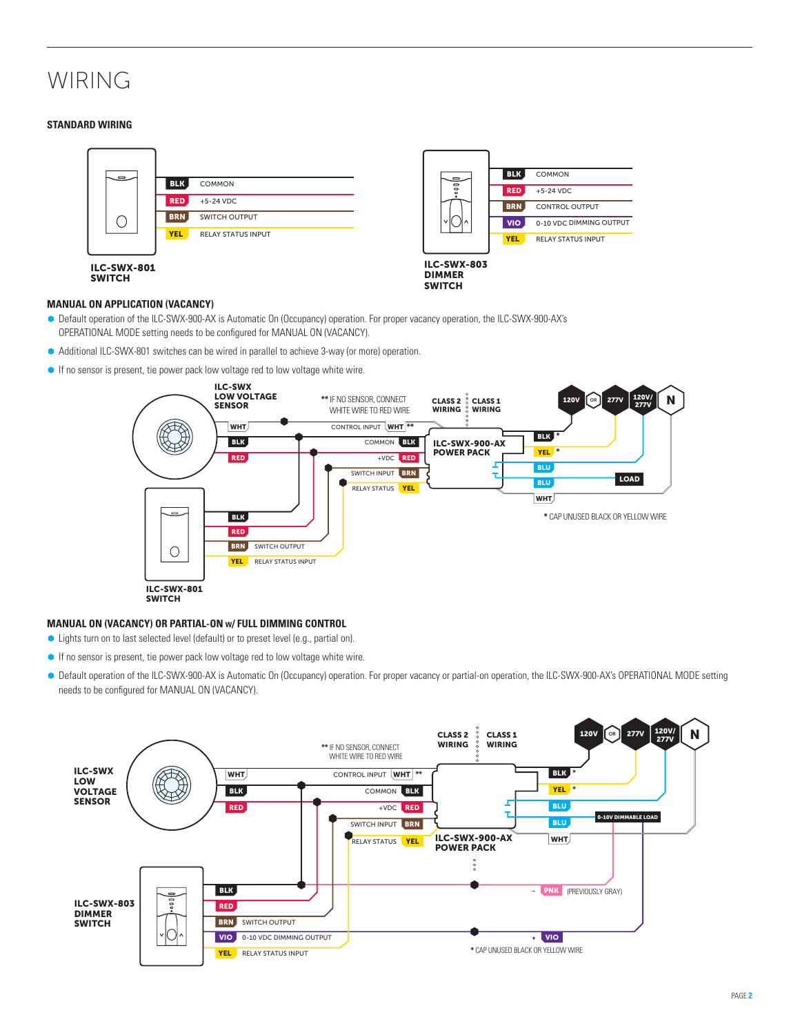# WIRING

## STANDARD WIRING

| ILC-SWX-801 SWITCH | |
|---|---|
| BLK | COMMON |
| RED | +5-24 VDC |
| BRN | SWITCH OUTPUT |
| YEL | RELAY STATUS INPUT |

| ILC-SWX-803 DIMMER SWITCH | |
|---|---|
| BLK | COMMON |
| RED | +5-24 VDC |
| BRN | CONTROL OUTPUT |
| VIO | 0-10 VDC DIMMING OUTPUT |
| YEL | RELAY STATUS INPUT |

## MANUAL ON APPLICATION (VACANCY)

- Default operation of the ILC-SWX-900-AX is Automatic On (Occupancy) operation. For proper vacancy operation, the ILC-SWX-900-AX's OPERATIONAL MODE setting needs to be configured for MANUAL ON (VACANCY).
- Additional ILC-SWX-801 switches can be wired in parallel to achieve 3-way (or more) operation.
- If no sensor is present, tie power pack low voltage red to low voltage white wire.

ILC-SWX LOW VOLTAGE SENSOR: WHT, BLK, RED

** IF NO SENSOR, CONNECT WHITE WIRE TO RED WIRE

CLASS 2 WIRING | CLASS 1 WIRING

ILC-SWX-900-AX POWER PACK: CONTROL INPUT WHT **, COMMON BLK, +VDC RED, SWITCH INPUT BRN, RELAY STATUS YEL; BLK *, YEL *, BLU, BLU, WHT

120V OR 277V, 120V/277V, N, LOAD

ILC-SWX-801 SWITCH: BLK, RED, BRN SWITCH OUTPUT, YEL RELAY STATUS INPUT

* CAP UNUSED BLACK OR YELLOW WIRE

## MANUAL ON (VACANCY) OR PARTIAL-ON w/ FULL DIMMING CONTROL

- Lights turn on to last selected level (default) or to preset level (e.g., partial on).
- If no sensor is present, tie power pack low voltage red to low voltage white wire.
- Default operation of the ILC-SWX-900-AX is Automatic On (Occupancy) operation. For proper vacancy or partial-on operation, the ILC-SWX-900-AX's OPERATIONAL MODE setting needs to be configured for MANUAL ON (VACANCY).

ILC-SWX LOW VOLTAGE SENSOR: WHT, BLK, RED

** IF NO SENSOR, CONNECT WHITE WIRE TO RED WIRE

CLASS 2 WIRING | CLASS 1 WIRING

ILC-SWX-900-AX POWER PACK: CONTROL INPUT WHT **, COMMON BLK, +VDC RED, SWITCH INPUT BRN, RELAY STATUS YEL; BLK *, YEL *, BLU, BLU, WHT

120V OR 277V, 120V/277V, N, 0-10V DIMMABLE LOAD

– PNK (PREVIOUSLY GRAY)

+ VIO

ILC-SWX-803 DIMMER SWITCH: BLK, RED, BRN SWITCH OUTPUT, VIO 0-10 VDC DIMMING OUTPUT, YEL RELAY STATUS INPUT

* CAP UNUSED BLACK OR YELLOW WIRE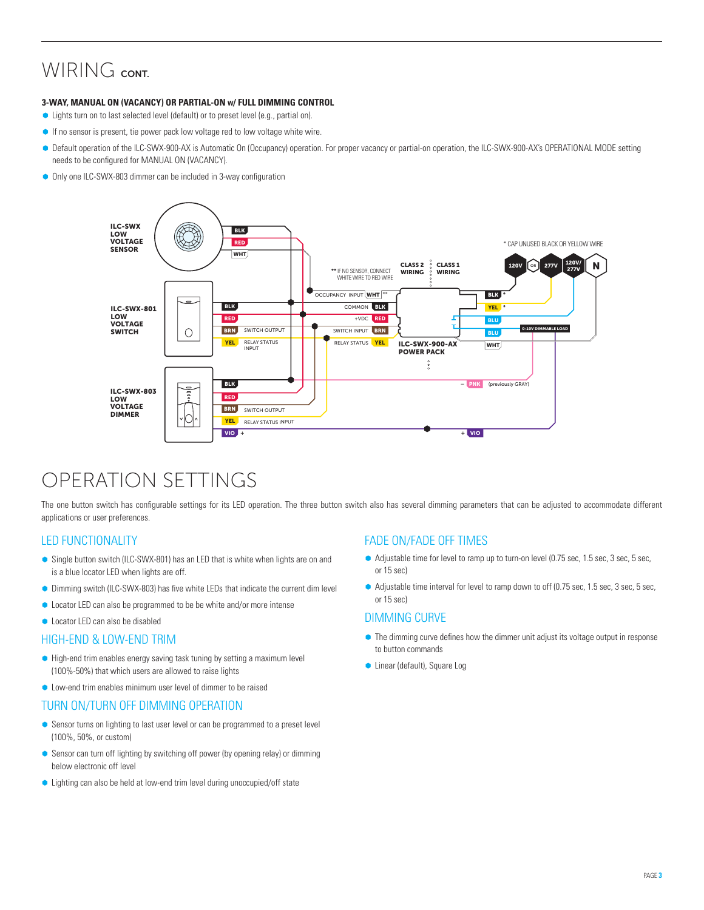# WIRING CONT.

**3-WAY, MANUAL ON (VACANCY) OR PARTIAL-ON w/ FULL DIMMING CONTROL**

- Lights turn on to last selected level (default) or to preset level (e.g., partial on).
- If no sensor is present, tie power pack low voltage red to low voltage white wire.
- Default operation of the ILC-SWX-900-AX is Automatic On (Occupancy) operation. For proper vacancy or partial-on operation, the ILC-SWX-900-AX's OPERATIONAL MODE setting needs to be configured for MANUAL ON (VACANCY).
- Only one ILC-SWX-803 dimmer can be included in 3-way configuration

ILC-SWX LOW VOLTAGE SENSOR — BLK, RED, WHT

ILC-SWX-801 LOW VOLTAGE SWITCH — BLK, RED, BRN SWITCH OUTPUT, YEL RELAY STATUS INPUT

ILC-SWX-803 LOW VOLTAGE DIMMER — BLK, RED, BRN SWITCH OUTPUT, YEL RELAY STATUS INPUT, VIO +

ILC-SWX-900-AX POWER PACK — OCCUPANCY INPUT WHT**, COMMON BLK, +VDC RED, SWITCH INPUT BRN, RELAY STATUS YEL, BLK*, YEL*, BLU, BLU (0-10V DIMMABLE LOAD), WHT, – PNK (previously GRAY), + VIO

** IF NO SENSOR, CONNECT WHITE WIRE TO RED WIRE

CLASS 2 WIRING | CLASS 1 WIRING

* CAP UNUSED BLACK OR YELLOW WIRE

120V OR 277V, 120V/277V, N

# OPERATION SETTINGS

The one button switch has configurable settings for its LED operation. The three button switch also has several dimming parameters that can be adjusted to accommodate different applications or user preferences.

## LED FUNCTIONALITY

- Single button switch (ILC-SWX-801) has an LED that is white when lights are on and is a blue locator LED when lights are off.
- Dimming switch (ILC-SWX-803) has five white LEDs that indicate the current dim level
- Locator LED can also be programmed to be be white and/or more intense
- Locator LED can also be disabled

## HIGH-END & LOW-END TRIM

- High-end trim enables energy saving task tuning by setting a maximum level (100%-50%) that which users are allowed to raise lights
- Low-end trim enables minimum user level of dimmer to be raised

## TURN ON/TURN OFF DIMMING OPERATION

- Sensor turns on lighting to last user level or can be programmed to a preset level (100%, 50%, or custom)
- Sensor can turn off lighting by switching off power (by opening relay) or dimming below electronic off level
- Lighting can also be held at low-end trim level during unoccupied/off state

## FADE ON/FADE OFF TIMES

- Adjustable time for level to ramp up to turn-on level (0.75 sec, 1.5 sec, 3 sec, 5 sec, or 15 sec)
- Adjustable time interval for level to ramp down to off (0.75 sec, 1.5 sec, 3 sec, 5 sec, or 15 sec)

## DIMMING CURVE

- The dimming curve defines how the dimmer unit adjust its voltage output in response to button commands
- Linear (default), Square Log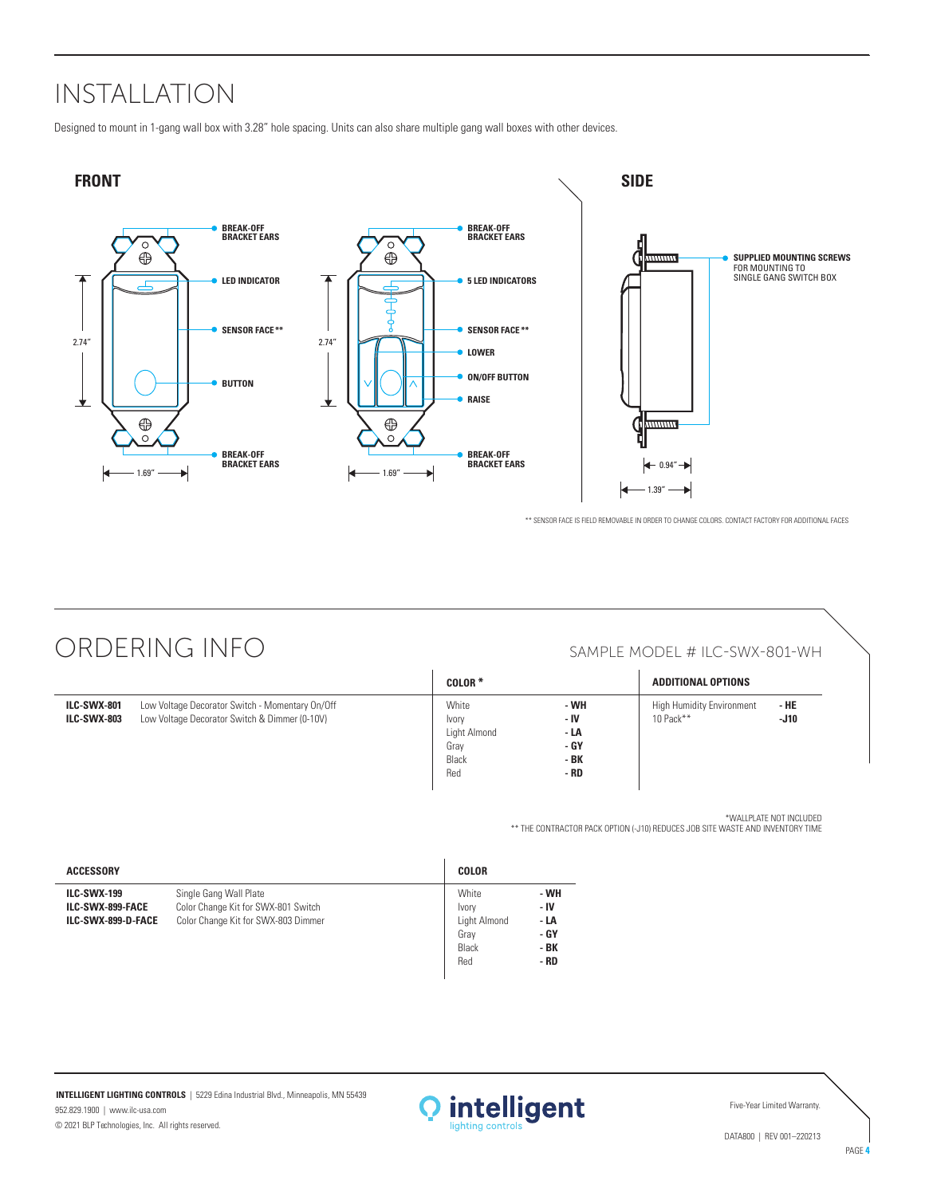# INSTALLATION

Designed to mount in 1-gang wall box with 3.28" hole spacing. Units can also share multiple gang wall boxes with other devices.

**FRONT**

BREAK-OFF BRACKET EARS
LED INDICATOR
SENSOR FACE**
BUTTON
BREAK-OFF BRACKET EARS
2.74"
1.69"

BREAK-OFF BRACKET EARS
5 LED INDICATORS
SENSOR FACE**
LOWER
ON/OFF BUTTON
RAISE
BREAK-OFF BRACKET EARS
2.74"
1.69"

**SIDE**

**SUPPLIED MOUNTING SCREWS** FOR MOUNTING TO SINGLE GANG SWITCH BOX
0.94"
1.39"

** SENSOR FACE IS FIELD REMOVABLE IN ORDER TO CHANGE COLORS. CONTACT FACTORY FOR ADDITIONAL FACES

# ORDERING INFO

SAMPLE MODEL # ILC-SWX-801-WH

| | | COLOR * | | ADDITIONAL OPTIONS | |
|---|---|---|---|---|---|
| **ILC-SWX-801** | Low Voltage Decorator Switch - Momentary On/Off | White | **- WH** | High Humidity Environment | **- HE** |
| **ILC-SWX-803** | Low Voltage Decorator Switch & Dimmer (0-10V) | Ivory | **- IV** | 10 Pack** | **-J10** |
| | | Light Almond | **- LA** | | |
| | | Gray | **- GY** | | |
| | | Black | **- BK** | | |
| | | Red | **- RD** | | |

*WALLPLATE NOT INCLUDED
** THE CONTRACTOR PACK OPTION (-J10) REDUCES JOB SITE WASTE AND INVENTORY TIME

| ACCESSORY | | COLOR | |
|---|---|---|---|
| **ILC-SWX-199** | Single Gang Wall Plate | White | **- WH** |
| **ILC-SWX-899-FACE** | Color Change Kit for SWX-801 Switch | Ivory | **- IV** |
| **ILC-SWX-899-D-FACE** | Color Change Kit for SWX-803 Dimmer | Light Almond | **- LA** |
| | | Gray | **- GY** |
| | | Black | **- BK** |
| | | Red | **- RD** |

**INTELLIGENT LIGHTING CONTROLS** | 5229 Edina Industrial Blvd., Minneapolis, MN 55439
952.829.1900 | www.ilc-usa.com
© 2021 BLP Technologies, Inc. All rights reserved.

intelligent lighting controls

Five-Year Limited Warranty.

DATA800 | REV 001–220213